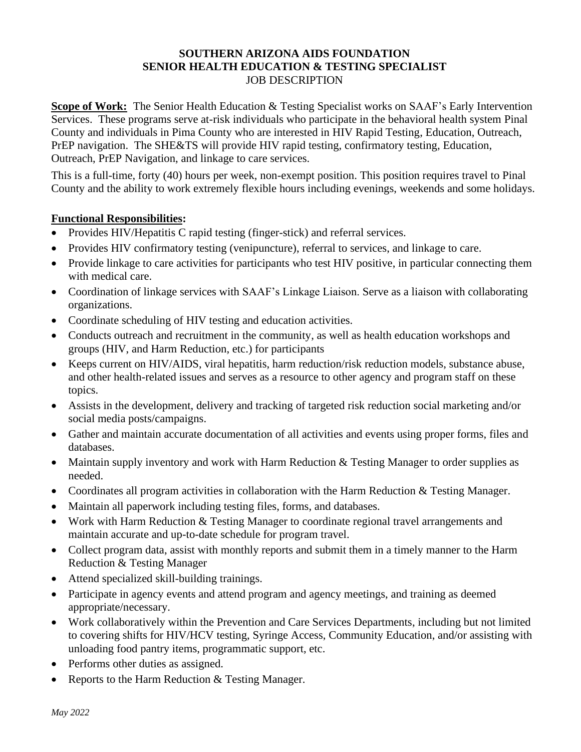# SOUTHERN ARIZONA AIDS FOUNDATION
## SENIOR HEALTH EDUCATION & TESTING SPECIALIST
JOB DESCRIPTION

**Scope of Work:** The Senior Health Education & Testing Specialist works on SAAF's Early Intervention Services. These programs serve at-risk individuals who participate in the behavioral health system Pinal County and individuals in Pima County who are interested in HIV Rapid Testing, Education, Outreach, PrEP navigation. The SHE&TS will provide HIV rapid testing, confirmatory testing, Education, Outreach, PrEP Navigation, and linkage to care services.

This is a full-time, forty (40) hours per week, non-exempt position. This position requires travel to Pinal County and the ability to work extremely flexible hours including evenings, weekends and some holidays.

**Functional Responsibilities:**

- Provides HIV/Hepatitis C rapid testing (finger-stick) and referral services.
- Provides HIV confirmatory testing (venipuncture), referral to services, and linkage to care.
- Provide linkage to care activities for participants who test HIV positive, in particular connecting them with medical care.
- Coordination of linkage services with SAAF's Linkage Liaison. Serve as a liaison with collaborating organizations.
- Coordinate scheduling of HIV testing and education activities.
- Conducts outreach and recruitment in the community, as well as health education workshops and groups (HIV, and Harm Reduction, etc.) for participants
- Keeps current on HIV/AIDS, viral hepatitis, harm reduction/risk reduction models, substance abuse, and other health-related issues and serves as a resource to other agency and program staff on these topics.
- Assists in the development, delivery and tracking of targeted risk reduction social marketing and/or social media posts/campaigns.
- Gather and maintain accurate documentation of all activities and events using proper forms, files and databases.
- Maintain supply inventory and work with Harm Reduction & Testing Manager to order supplies as needed.
- Coordinates all program activities in collaboration with the Harm Reduction & Testing Manager.
- Maintain all paperwork including testing files, forms, and databases.
- Work with Harm Reduction & Testing Manager to coordinate regional travel arrangements and maintain accurate and up-to-date schedule for program travel.
- Collect program data, assist with monthly reports and submit them in a timely manner to the Harm Reduction & Testing Manager
- Attend specialized skill-building trainings.
- Participate in agency events and attend program and agency meetings, and training as deemed appropriate/necessary.
- Work collaboratively within the Prevention and Care Services Departments, including but not limited to covering shifts for HIV/HCV testing, Syringe Access, Community Education, and/or assisting with unloading food pantry items, programmatic support, etc.
- Performs other duties as assigned.
- Reports to the Harm Reduction & Testing Manager.

*May 2022*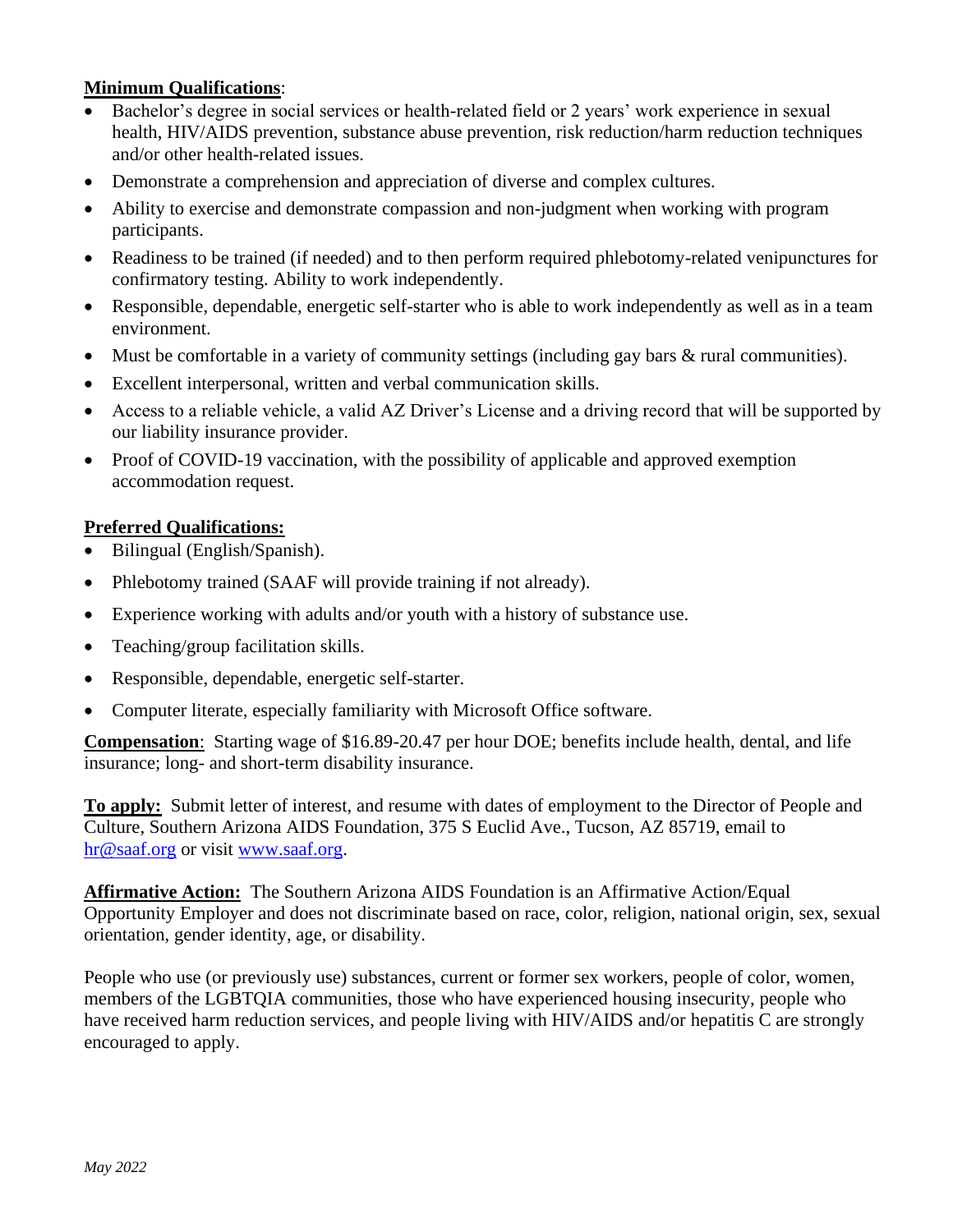**Minimum Qualifications**:

- Bachelor's degree in social services or health-related field or 2 years' work experience in sexual health, HIV/AIDS prevention, substance abuse prevention, risk reduction/harm reduction techniques and/or other health-related issues.
- Demonstrate a comprehension and appreciation of diverse and complex cultures.
- Ability to exercise and demonstrate compassion and non-judgment when working with program participants.
- Readiness to be trained (if needed) and to then perform required phlebotomy-related venipunctures for confirmatory testing. Ability to work independently.
- Responsible, dependable, energetic self-starter who is able to work independently as well as in a team environment.
- Must be comfortable in a variety of community settings (including gay bars & rural communities).
- Excellent interpersonal, written and verbal communication skills.
- Access to a reliable vehicle, a valid AZ Driver's License and a driving record that will be supported by our liability insurance provider.
- Proof of COVID-19 vaccination, with the possibility of applicable and approved exemption accommodation request.

**Preferred Qualifications:**

- Bilingual (English/Spanish).
- Phlebotomy trained (SAAF will provide training if not already).
- Experience working with adults and/or youth with a history of substance use.
- Teaching/group facilitation skills.
- Responsible, dependable, energetic self-starter.
- Computer literate, especially familiarity with Microsoft Office software.

**Compensation**: Starting wage of $16.89-20.47 per hour DOE; benefits include health, dental, and life insurance; long- and short-term disability insurance.

**To apply:** Submit letter of interest, and resume with dates of employment to the Director of People and Culture, Southern Arizona AIDS Foundation, 375 S Euclid Ave., Tucson, AZ 85719, email to hr@saaf.org or visit www.saaf.org.

**Affirmative Action:** The Southern Arizona AIDS Foundation is an Affirmative Action/Equal Opportunity Employer and does not discriminate based on race, color, religion, national origin, sex, sexual orientation, gender identity, age, or disability.

People who use (or previously use) substances, current or former sex workers, people of color, women, members of the LGBTQIA communities, those who have experienced housing insecurity, people who have received harm reduction services, and people living with HIV/AIDS and/or hepatitis C are strongly encouraged to apply.

*May 2022*